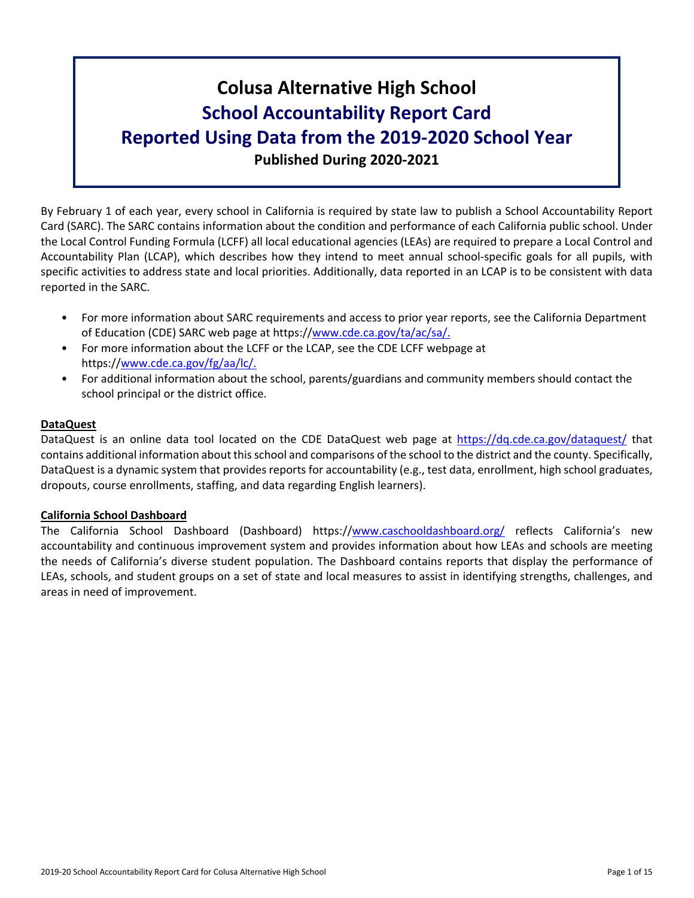# Colusa Alternative High School

## School Accountability Report Card

## Reported Using Data from the 2019-2020 School Year

**Published During 2020-2021**

By February 1 of each year, every school in California is required by state law to publish a School Accountability Report Card (SARC). The SARC contains information about the condition and performance of each California public school. Under the Local Control Funding Formula (LCFF) all local educational agencies (LEAs) are required to prepare a Local Control and Accountability Plan (LCAP), which describes how they intend to meet annual school-specific goals for all pupils, with specific activities to address state and local priorities. Additionally, data reported in an LCAP is to be consistent with data reported in the SARC.

- For more information about SARC requirements and access to prior year reports, see the California Department of Education (CDE) SARC web page at https://www.cde.ca.gov/ta/ac/sa/.
- For more information about the LCFF or the LCAP, see the CDE LCFF webpage at https://www.cde.ca.gov/fg/aa/lc/.
- For additional information about the school, parents/guardians and community members should contact the school principal or the district office.

**DataQuest**

DataQuest is an online data tool located on the CDE DataQuest web page at https://dq.cde.ca.gov/dataquest/ that contains additional information about this school and comparisons of the school to the district and the county. Specifically, DataQuest is a dynamic system that provides reports for accountability (e.g., test data, enrollment, high school graduates, dropouts, course enrollments, staffing, and data regarding English learners).

**California School Dashboard**

The California School Dashboard (Dashboard) https://www.caschooldashboard.org/ reflects California's new accountability and continuous improvement system and provides information about how LEAs and schools are meeting the needs of California's diverse student population. The Dashboard contains reports that display the performance of LEAs, schools, and student groups on a set of state and local measures to assist in identifying strengths, challenges, and areas in need of improvement.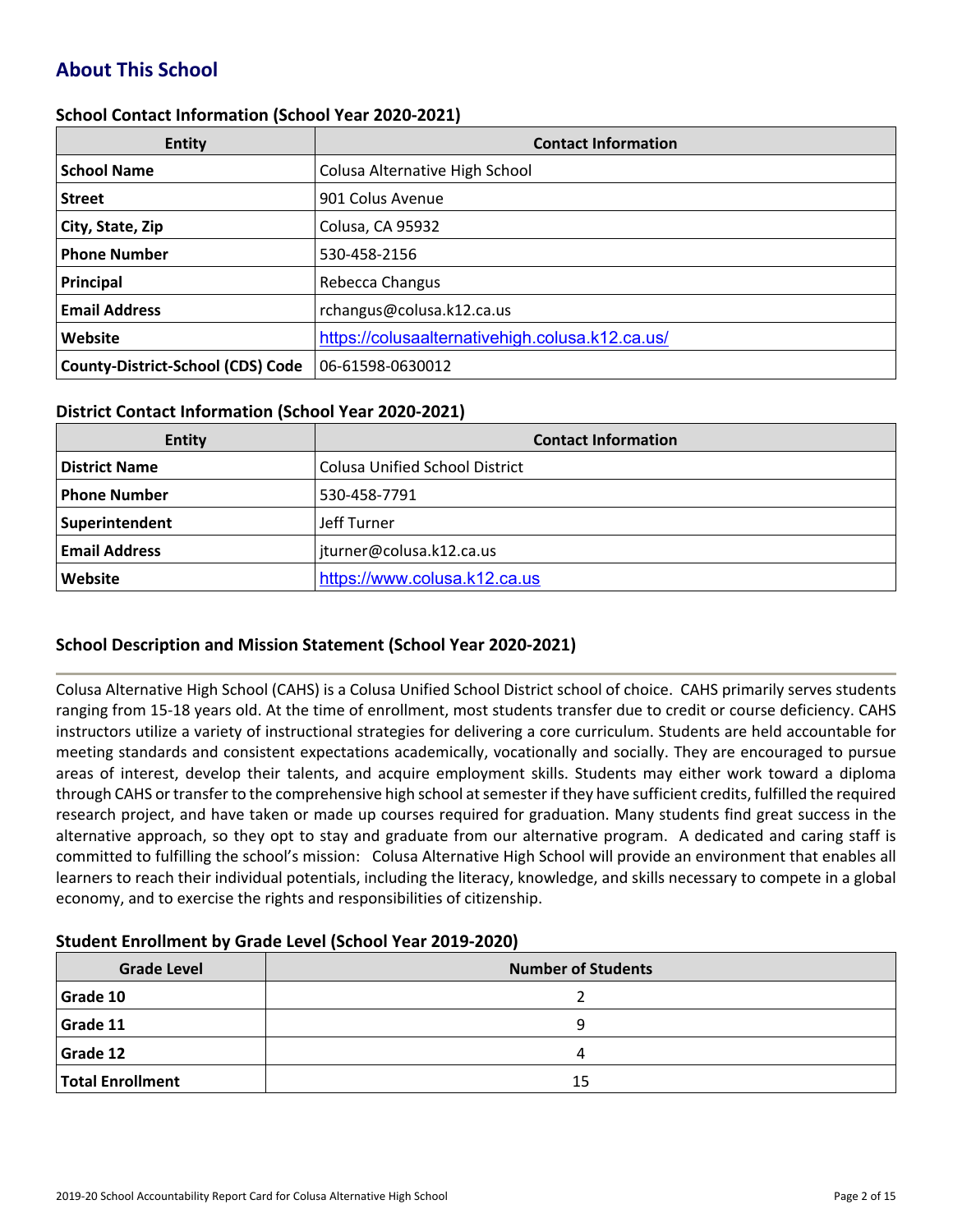## About This School

### School Contact Information (School Year 2020-2021)

| Entity | Contact Information |
|---|---|
| **School Name** | Colusa Alternative High School |
| **Street** | 901 Colus Avenue |
| **City, State, Zip** | Colusa, CA 95932 |
| **Phone Number** | 530-458-2156 |
| **Principal** | Rebecca Changus |
| **Email Address** | rchangus@colusa.k12.ca.us |
| **Website** | https://colusaalternativehigh.colusa.k12.ca.us/ |
| **County-District-School (CDS) Code** | 06-61598-0630012 |

### District Contact Information (School Year 2020-2021)

| Entity | Contact Information |
|---|---|
| **District Name** | Colusa Unified School District |
| **Phone Number** | 530-458-7791 |
| **Superintendent** | Jeff Turner |
| **Email Address** | jturner@colusa.k12.ca.us |
| **Website** | https://www.colusa.k12.ca.us |

### School Description and Mission Statement (School Year 2020-2021)

Colusa Alternative High School (CAHS) is a Colusa Unified School District school of choice. CAHS primarily serves students ranging from 15-18 years old. At the time of enrollment, most students transfer due to credit or course deficiency. CAHS instructors utilize a variety of instructional strategies for delivering a core curriculum. Students are held accountable for meeting standards and consistent expectations academically, vocationally and socially. They are encouraged to pursue areas of interest, develop their talents, and acquire employment skills. Students may either work toward a diploma through CAHS or transfer to the comprehensive high school at semester if they have sufficient credits, fulfilled the required research project, and have taken or made up courses required for graduation. Many students find great success in the alternative approach, so they opt to stay and graduate from our alternative program. A dedicated and caring staff is committed to fulfilling the school's mission: Colusa Alternative High School will provide an environment that enables all learners to reach their individual potentials, including the literacy, knowledge, and skills necessary to compete in a global economy, and to exercise the rights and responsibilities of citizenship.

### Student Enrollment by Grade Level (School Year 2019-2020)

| Grade Level | Number of Students |
|---|---|
| **Grade 10** | 2 |
| **Grade 11** | 9 |
| **Grade 12** | 4 |
| **Total Enrollment** | 15 |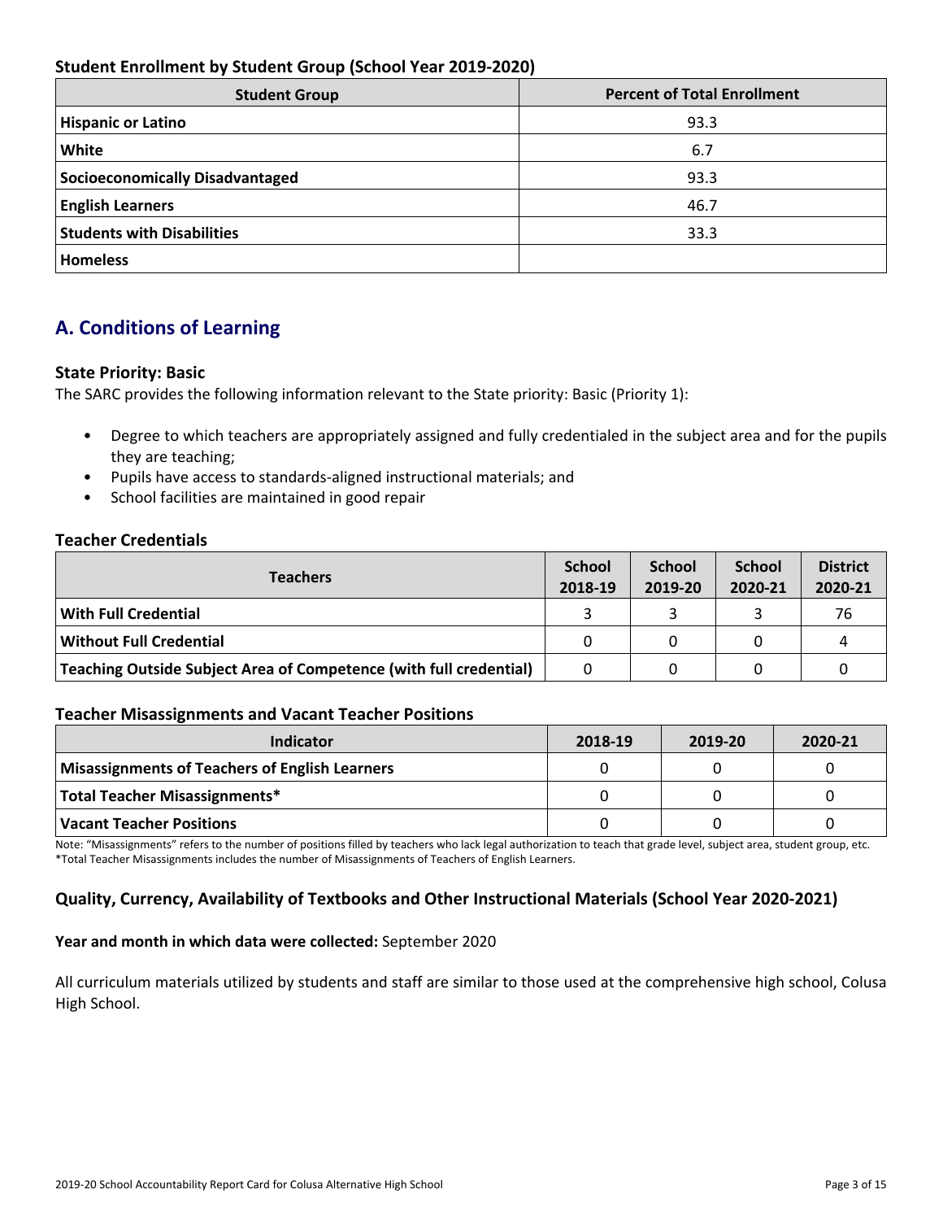### Student Enrollment by Student Group (School Year 2019-2020)

| Student Group | Percent of Total Enrollment |
|---|---|
| **Hispanic or Latino** | 93.3 |
| **White** | 6.7 |
| **Socioeconomically Disadvantaged** | 93.3 |
| **English Learners** | 46.7 |
| **Students with Disabilities** | 33.3 |
| **Homeless** | |

## A. Conditions of Learning

### State Priority: Basic

The SARC provides the following information relevant to the State priority: Basic (Priority 1):

- Degree to which teachers are appropriately assigned and fully credentialed in the subject area and for the pupils they are teaching;
- Pupils have access to standards-aligned instructional materials; and
- School facilities are maintained in good repair

### Teacher Credentials

| Teachers | School 2018-19 | School 2019-20 | School 2020-21 | District 2020-21 |
|---|---|---|---|---|
| **With Full Credential** | 3 | 3 | 3 | 76 |
| **Without Full Credential** | 0 | 0 | 0 | 4 |
| **Teaching Outside Subject Area of Competence (with full credential)** | 0 | 0 | 0 | 0 |

### Teacher Misassignments and Vacant Teacher Positions

| Indicator | 2018-19 | 2019-20 | 2020-21 |
|---|---|---|---|
| **Misassignments of Teachers of English Learners** | 0 | 0 | 0 |
| **Total Teacher Misassignments*** | 0 | 0 | 0 |
| **Vacant Teacher Positions** | 0 | 0 | 0 |

Note: "Misassignments" refers to the number of positions filled by teachers who lack legal authorization to teach that grade level, subject area, student group, etc.
*Total Teacher Misassignments includes the number of Misassignments of Teachers of English Learners.

### Quality, Currency, Availability of Textbooks and Other Instructional Materials (School Year 2020-2021)

**Year and month in which data were collected:** September 2020

All curriculum materials utilized by students and staff are similar to those used at the comprehensive high school, Colusa High School.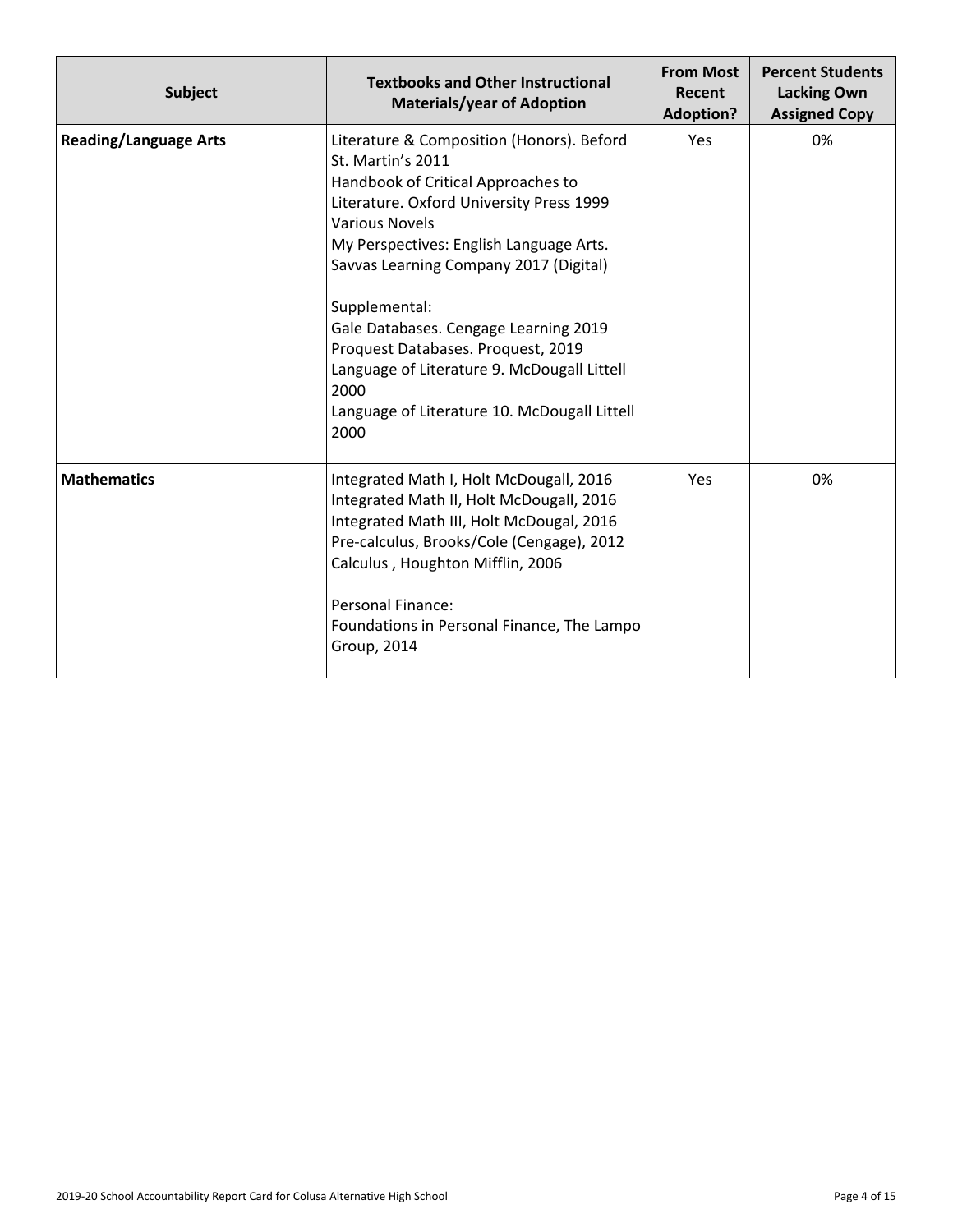| Subject | Textbooks and Other Instructional Materials/year of Adoption | From Most Recent Adoption? | Percent Students Lacking Own Assigned Copy |
|---|---|---|---|
| **Reading/Language Arts** | Literature & Composition (Honors). Beford St. Martin's 2011<br>Handbook of Critical Approaches to Literature. Oxford University Press 1999<br>Various Novels<br>My Perspectives: English Language Arts. Savvas Learning Company 2017 (Digital)<br><br>Supplemental:<br>Gale Databases. Cengage Learning 2019<br>Proquest Databases. Proquest, 2019<br>Language of Literature 9. McDougall Littell 2000<br>Language of Literature 10. McDougall Littell 2000 | Yes | 0% |
| **Mathematics** | Integrated Math I, Holt McDougall, 2016<br>Integrated Math II, Holt McDougall, 2016<br>Integrated Math III, Holt McDougal, 2016<br>Pre-calculus, Brooks/Cole (Cengage), 2012<br>Calculus , Houghton Mifflin, 2006<br><br>Personal Finance:<br>Foundations in Personal Finance, The Lampo Group, 2014 | Yes | 0% |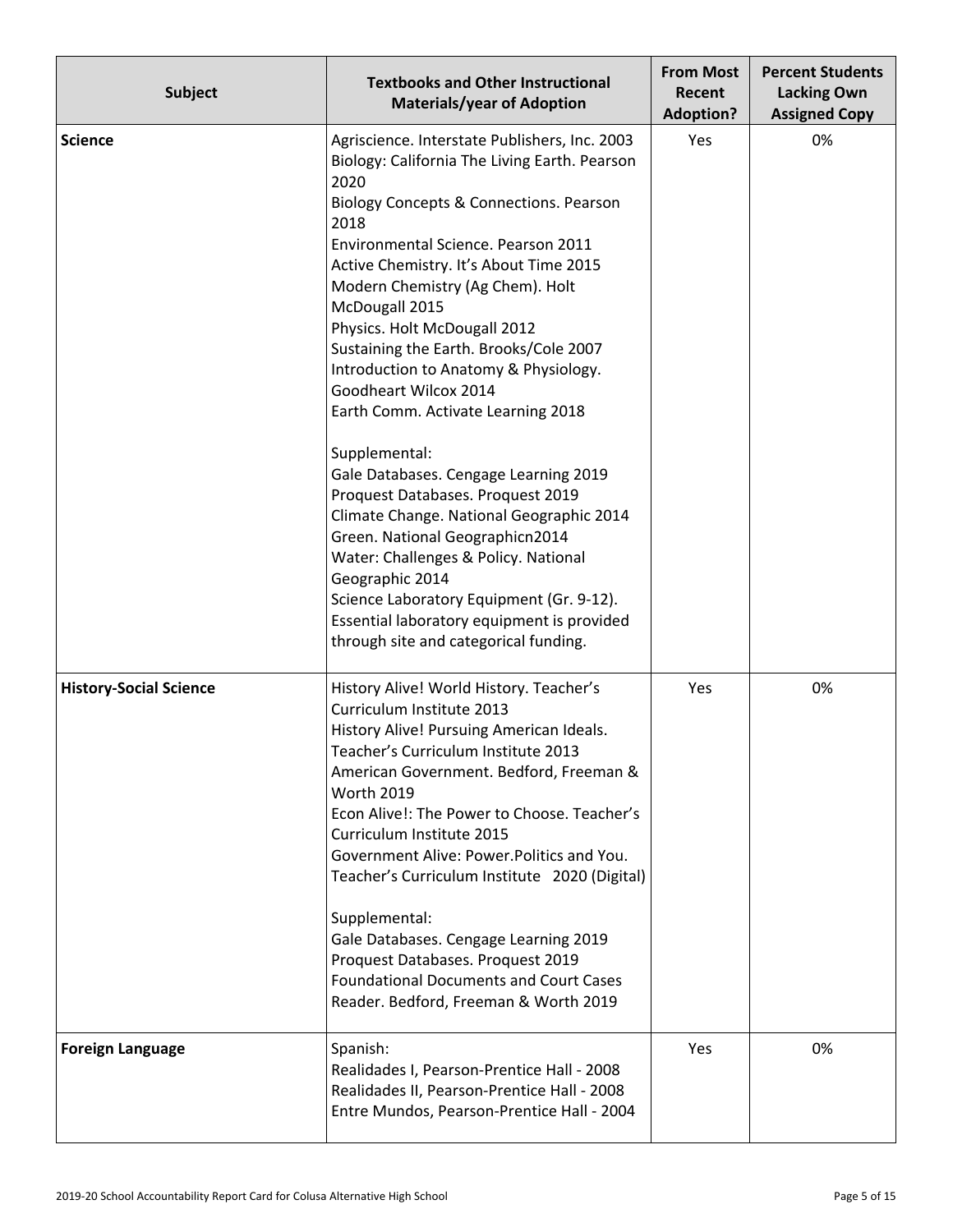| Subject | Textbooks and Other Instructional Materials/year of Adoption | From Most Recent Adoption? | Percent Students Lacking Own Assigned Copy |
| --- | --- | --- | --- |
| **Science** | Agriscience. Interstate Publishers, Inc. 2003<br>Biology: California The Living Earth. Pearson 2020<br>Biology Concepts & Connections. Pearson 2018<br>Environmental Science. Pearson 2011<br>Active Chemistry. It's About Time 2015<br>Modern Chemistry (Ag Chem). Holt McDougall 2015<br>Physics. Holt McDougall 2012<br>Sustaining the Earth. Brooks/Cole 2007<br>Introduction to Anatomy & Physiology. Goodheart Wilcox 2014<br>Earth Comm. Activate Learning 2018<br><br>Supplemental:<br>Gale Databases. Cengage Learning 2019<br>Proquest Databases. Proquest 2019<br>Climate Change. National Geographic 2014<br>Green. National Geographicn2014<br>Water: Challenges & Policy. National Geographic 2014<br>Science Laboratory Equipment (Gr. 9-12). Essential laboratory equipment is provided through site and categorical funding. | Yes | 0% |
| **History-Social Science** | History Alive! World History. Teacher's Curriculum Institute 2013<br>History Alive! Pursuing American Ideals. Teacher's Curriculum Institute 2013<br>American Government. Bedford, Freeman & Worth 2019<br>Econ Alive!: The Power to Choose. Teacher's Curriculum Institute 2015<br>Government Alive: Power.Politics and You. Teacher's Curriculum Institute 2020 (Digital)<br><br>Supplemental:<br>Gale Databases. Cengage Learning 2019<br>Proquest Databases. Proquest 2019<br>Foundational Documents and Court Cases Reader. Bedford, Freeman & Worth 2019 | Yes | 0% |
| **Foreign Language** | Spanish:<br>Realidades I, Pearson-Prentice Hall - 2008<br>Realidades II, Pearson-Prentice Hall - 2008<br>Entre Mundos, Pearson-Prentice Hall - 2004 | Yes | 0% |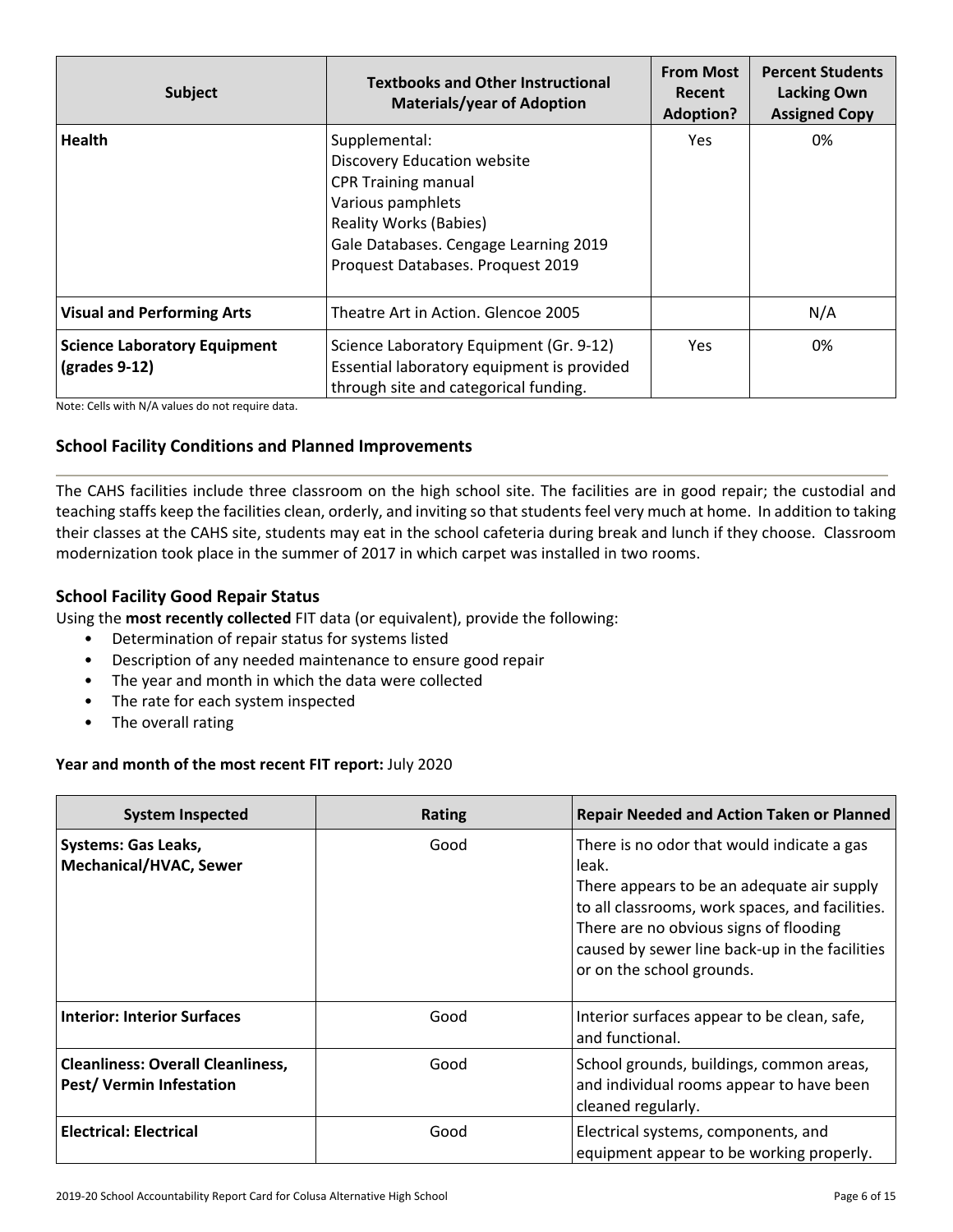| Subject | Textbooks and Other Instructional Materials/year of Adoption | From Most Recent Adoption? | Percent Students Lacking Own Assigned Copy |
|---|---|---|---|
| **Health** | Supplemental:<br>Discovery Education website<br>CPR Training manual<br>Various pamphlets<br>Reality Works (Babies)<br>Gale Databases. Cengage Learning 2019<br>Proquest Databases. Proquest 2019 | Yes | 0% |
| **Visual and Performing Arts** | Theatre Art in Action. Glencoe 2005 | | N/A |
| **Science Laboratory Equipment (grades 9-12)** | Science Laboratory Equipment (Gr. 9-12)<br>Essential laboratory equipment is provided through site and categorical funding. | Yes | 0% |

Note: Cells with N/A values do not require data.

### School Facility Conditions and Planned Improvements

The CAHS facilities include three classroom on the high school site. The facilities are in good repair; the custodial and teaching staffs keep the facilities clean, orderly, and inviting so that students feel very much at home. In addition to taking their classes at the CAHS site, students may eat in the school cafeteria during break and lunch if they choose. Classroom modernization took place in the summer of 2017 in which carpet was installed in two rooms.

### School Facility Good Repair Status

Using the **most recently collected** FIT data (or equivalent), provide the following:

- Determination of repair status for systems listed
- Description of any needed maintenance to ensure good repair
- The year and month in which the data were collected
- The rate for each system inspected
- The overall rating

**Year and month of the most recent FIT report:** July 2020

| System Inspected | Rating | Repair Needed and Action Taken or Planned |
|---|---|---|
| **Systems: Gas Leaks, Mechanical/HVAC, Sewer** | Good | There is no odor that would indicate a gas leak.<br>There appears to be an adequate air supply to all classrooms, work spaces, and facilities.<br>There are no obvious signs of flooding caused by sewer line back-up in the facilities or on the school grounds. |
| **Interior: Interior Surfaces** | Good | Interior surfaces appear to be clean, safe, and functional. |
| **Cleanliness: Overall Cleanliness, Pest/ Vermin Infestation** | Good | School grounds, buildings, common areas, and individual rooms appear to have been cleaned regularly. |
| **Electrical: Electrical** | Good | Electrical systems, components, and equipment appear to be working properly. |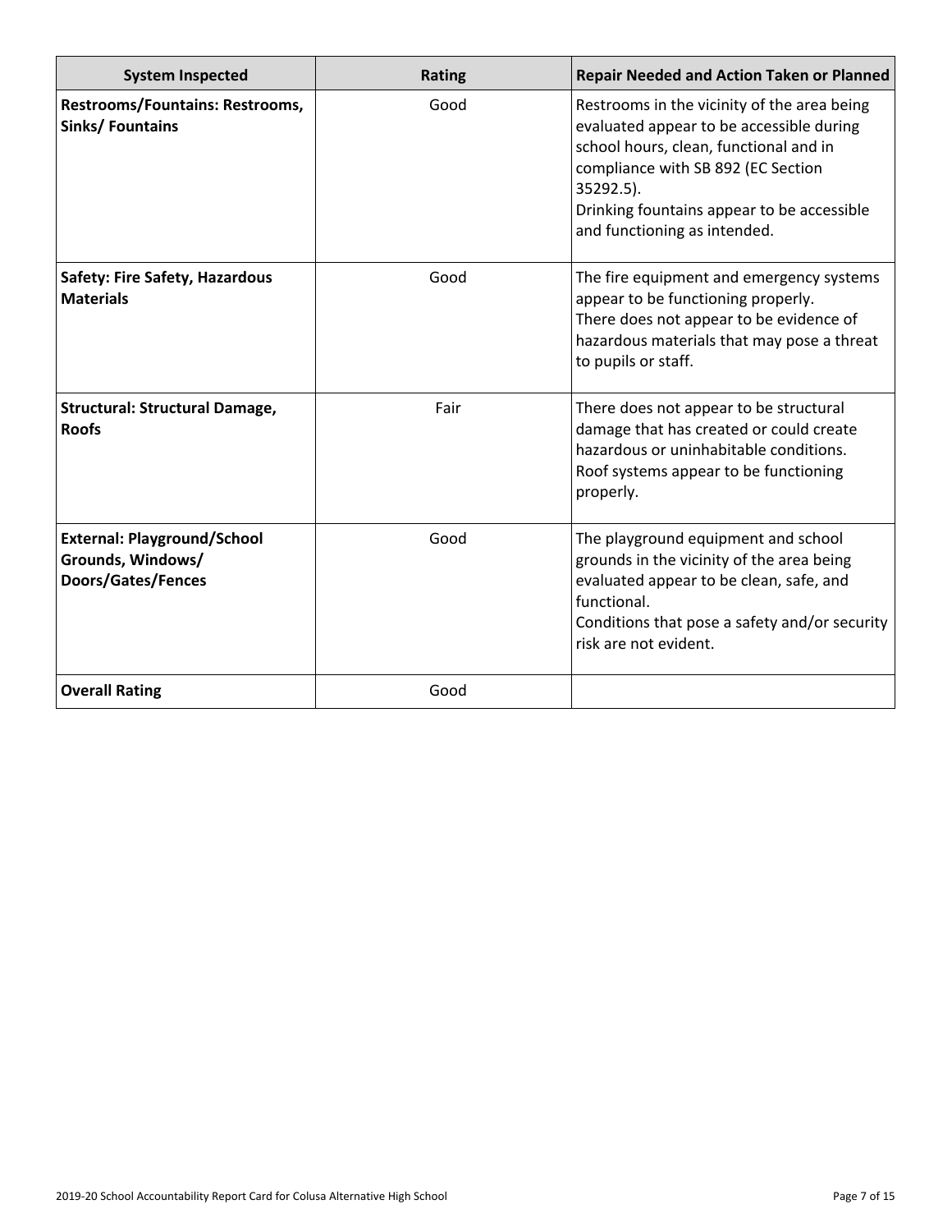| System Inspected | Rating | Repair Needed and Action Taken or Planned |
|---|---|---|
| **Restrooms/Fountains: Restrooms, Sinks/ Fountains** | Good | Restrooms in the vicinity of the area being evaluated appear to be accessible during school hours, clean, functional and in compliance with SB 892 (EC Section 35292.5).<br>Drinking fountains appear to be accessible and functioning as intended. |
| **Safety: Fire Safety, Hazardous Materials** | Good | The fire equipment and emergency systems appear to be functioning properly.<br>There does not appear to be evidence of hazardous materials that may pose a threat to pupils or staff. |
| **Structural: Structural Damage, Roofs** | Fair | There does not appear to be structural damage that has created or could create hazardous or uninhabitable conditions.<br>Roof systems appear to be functioning properly. |
| **External: Playground/School Grounds, Windows/ Doors/Gates/Fences** | Good | The playground equipment and school grounds in the vicinity of the area being evaluated appear to be clean, safe, and functional.<br>Conditions that pose a safety and/or security risk are not evident. |
| **Overall Rating** | Good | |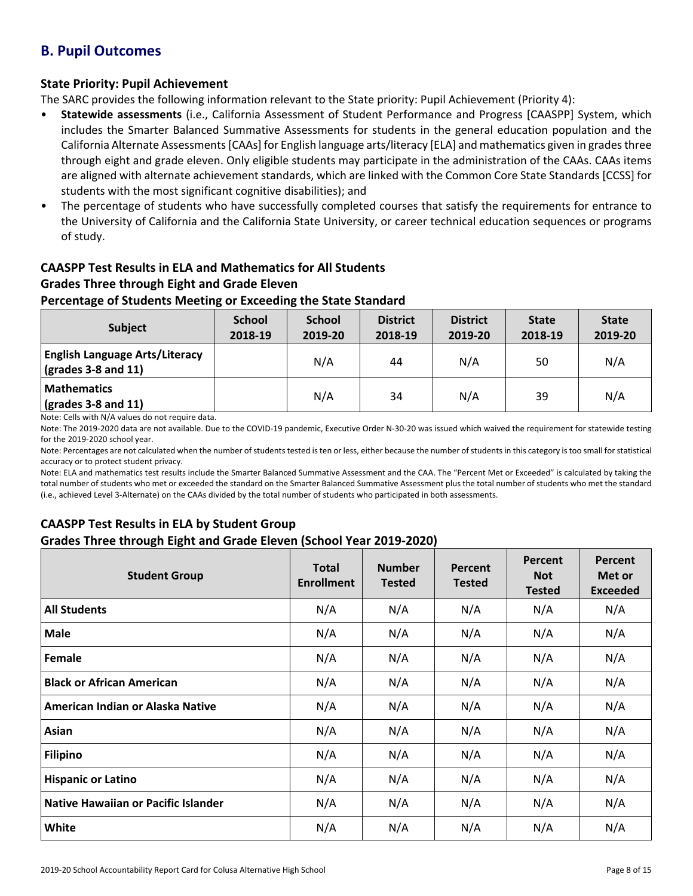## B. Pupil Outcomes

### State Priority: Pupil Achievement

The SARC provides the following information relevant to the State priority: Pupil Achievement (Priority 4):

- **Statewide assessments** (i.e., California Assessment of Student Performance and Progress [CAASPP] System, which includes the Smarter Balanced Summative Assessments for students in the general education population and the California Alternate Assessments [CAAs] for English language arts/literacy [ELA] and mathematics given in grades three through eight and grade eleven. Only eligible students may participate in the administration of the CAAs. CAAs items are aligned with alternate achievement standards, which are linked with the Common Core State Standards [CCSS] for students with the most significant cognitive disabilities); and
- The percentage of students who have successfully completed courses that satisfy the requirements for entrance to the University of California and the California State University, or career technical education sequences or programs of study.

### CAASPP Test Results in ELA and Mathematics for All Students
### Grades Three through Eight and Grade Eleven
### Percentage of Students Meeting or Exceeding the State Standard

| Subject | School 2018-19 | School 2019-20 | District 2018-19 | District 2019-20 | State 2018-19 | State 2019-20 |
|---|---|---|---|---|---|---|
| **English Language Arts/Literacy (grades 3-8 and 11)** | | N/A | 44 | N/A | 50 | N/A |
| **Mathematics (grades 3-8 and 11)** | | N/A | 34 | N/A | 39 | N/A |

Note: Cells with N/A values do not require data.

Note: The 2019-2020 data are not available. Due to the COVID-19 pandemic, Executive Order N-30-20 was issued which waived the requirement for statewide testing for the 2019-2020 school year.

Note: Percentages are not calculated when the number of students tested is ten or less, either because the number of students in this category is too small for statistical accuracy or to protect student privacy.

Note: ELA and mathematics test results include the Smarter Balanced Summative Assessment and the CAA. The "Percent Met or Exceeded" is calculated by taking the total number of students who met or exceeded the standard on the Smarter Balanced Summative Assessment plus the total number of students who met the standard (i.e., achieved Level 3-Alternate) on the CAAs divided by the total number of students who participated in both assessments.

### CAASPP Test Results in ELA by Student Group
### Grades Three through Eight and Grade Eleven (School Year 2019-2020)

| Student Group | Total Enrollment | Number Tested | Percent Tested | Percent Not Tested | Percent Met or Exceeded |
|---|---|---|---|---|---|
| **All Students** | N/A | N/A | N/A | N/A | N/A |
| **Male** | N/A | N/A | N/A | N/A | N/A |
| **Female** | N/A | N/A | N/A | N/A | N/A |
| **Black or African American** | N/A | N/A | N/A | N/A | N/A |
| **American Indian or Alaska Native** | N/A | N/A | N/A | N/A | N/A |
| **Asian** | N/A | N/A | N/A | N/A | N/A |
| **Filipino** | N/A | N/A | N/A | N/A | N/A |
| **Hispanic or Latino** | N/A | N/A | N/A | N/A | N/A |
| **Native Hawaiian or Pacific Islander** | N/A | N/A | N/A | N/A | N/A |
| **White** | N/A | N/A | N/A | N/A | N/A |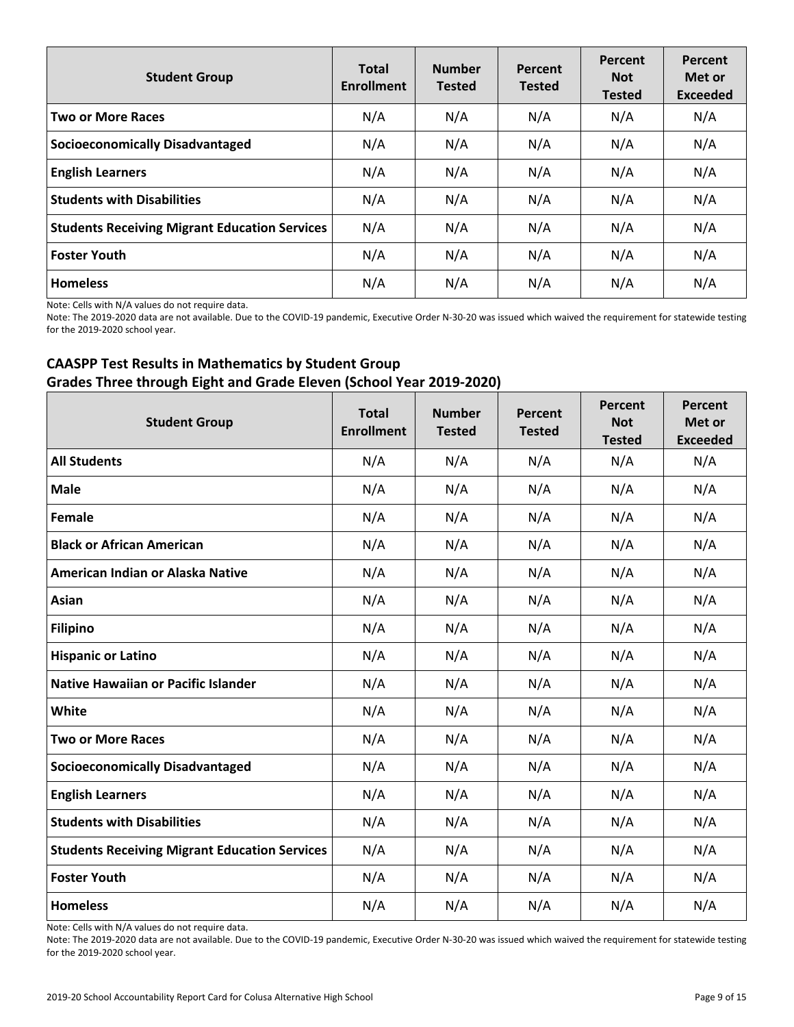| Student Group | Total Enrollment | Number Tested | Percent Tested | Percent Not Tested | Percent Met or Exceeded |
|---|---|---|---|---|---|
| **Two or More Races** | N/A | N/A | N/A | N/A | N/A |
| **Socioeconomically Disadvantaged** | N/A | N/A | N/A | N/A | N/A |
| **English Learners** | N/A | N/A | N/A | N/A | N/A |
| **Students with Disabilities** | N/A | N/A | N/A | N/A | N/A |
| **Students Receiving Migrant Education Services** | N/A | N/A | N/A | N/A | N/A |
| **Foster Youth** | N/A | N/A | N/A | N/A | N/A |
| **Homeless** | N/A | N/A | N/A | N/A | N/A |

Note: Cells with N/A values do not require data.

Note: The 2019-2020 data are not available. Due to the COVID-19 pandemic, Executive Order N-30-20 was issued which waived the requirement for statewide testing for the 2019-2020 school year.

### CAASPP Test Results in Mathematics by Student Group Grades Three through Eight and Grade Eleven (School Year 2019-2020)

| Student Group | Total Enrollment | Number Tested | Percent Tested | Percent Not Tested | Percent Met or Exceeded |
|---|---|---|---|---|---|
| **All Students** | N/A | N/A | N/A | N/A | N/A |
| **Male** | N/A | N/A | N/A | N/A | N/A |
| **Female** | N/A | N/A | N/A | N/A | N/A |
| **Black or African American** | N/A | N/A | N/A | N/A | N/A |
| **American Indian or Alaska Native** | N/A | N/A | N/A | N/A | N/A |
| **Asian** | N/A | N/A | N/A | N/A | N/A |
| **Filipino** | N/A | N/A | N/A | N/A | N/A |
| **Hispanic or Latino** | N/A | N/A | N/A | N/A | N/A |
| **Native Hawaiian or Pacific Islander** | N/A | N/A | N/A | N/A | N/A |
| **White** | N/A | N/A | N/A | N/A | N/A |
| **Two or More Races** | N/A | N/A | N/A | N/A | N/A |
| **Socioeconomically Disadvantaged** | N/A | N/A | N/A | N/A | N/A |
| **English Learners** | N/A | N/A | N/A | N/A | N/A |
| **Students with Disabilities** | N/A | N/A | N/A | N/A | N/A |
| **Students Receiving Migrant Education Services** | N/A | N/A | N/A | N/A | N/A |
| **Foster Youth** | N/A | N/A | N/A | N/A | N/A |
| **Homeless** | N/A | N/A | N/A | N/A | N/A |

Note: Cells with N/A values do not require data.

Note: The 2019-2020 data are not available. Due to the COVID-19 pandemic, Executive Order N-30-20 was issued which waived the requirement for statewide testing for the 2019-2020 school year.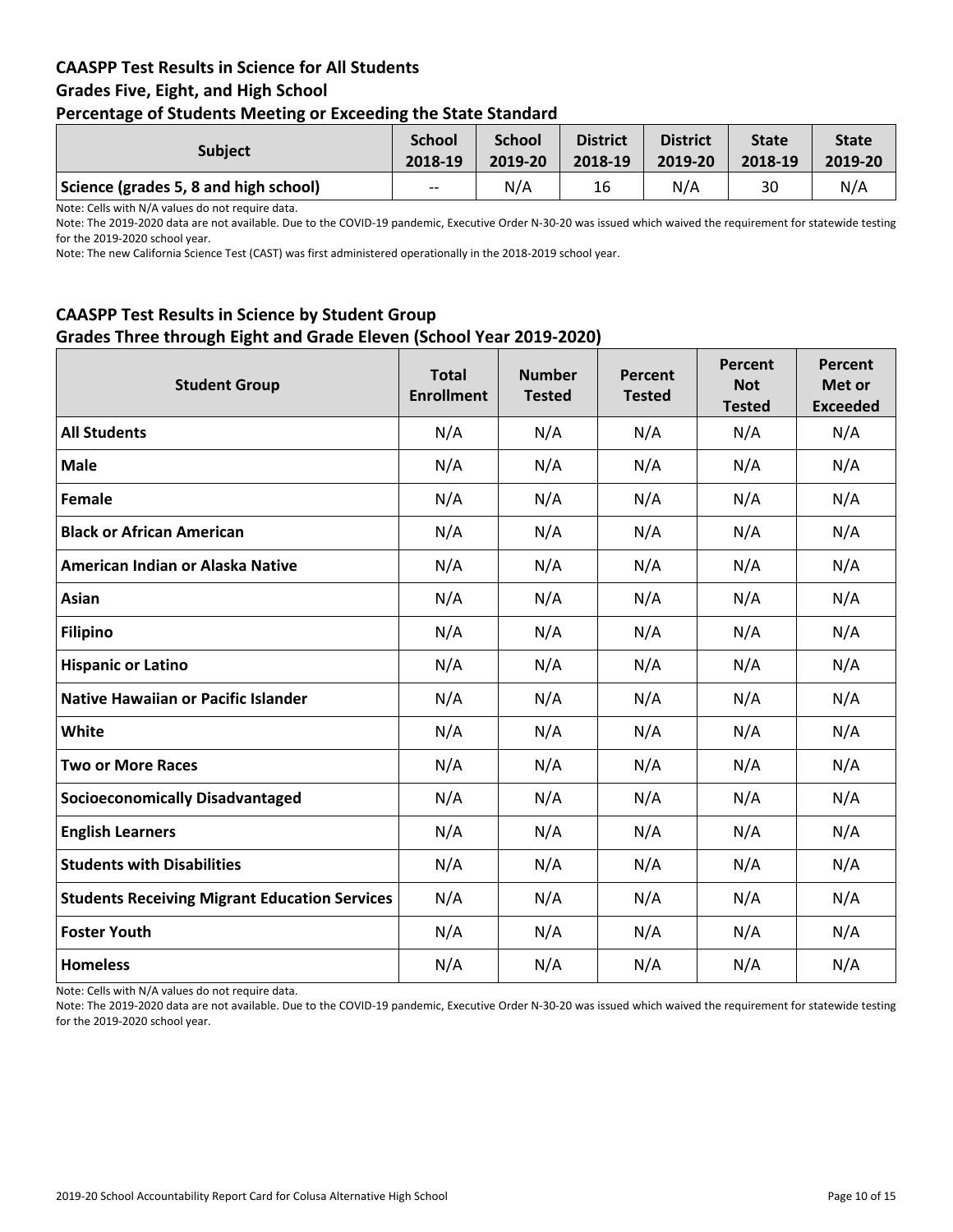### CAASPP Test Results in Science for All Students
### Grades Five, Eight, and High School
### Percentage of Students Meeting or Exceeding the State Standard

| Subject | School 2018-19 | School 2019-20 | District 2018-19 | District 2019-20 | State 2018-19 | State 2019-20 |
|---|---|---|---|---|---|---|
| Science (grades 5, 8 and high school) | -- | N/A | 16 | N/A | 30 | N/A |

Note: Cells with N/A values do not require data.

Note: The 2019-2020 data are not available. Due to the COVID-19 pandemic, Executive Order N-30-20 was issued which waived the requirement for statewide testing for the 2019-2020 school year.

Note: The new California Science Test (CAST) was first administered operationally in the 2018-2019 school year.

### CAASPP Test Results in Science by Student Group
### Grades Three through Eight and Grade Eleven (School Year 2019-2020)

| Student Group | Total Enrollment | Number Tested | Percent Tested | Percent Not Tested | Percent Met or Exceeded |
|---|---|---|---|---|---|
| **All Students** | N/A | N/A | N/A | N/A | N/A |
| **Male** | N/A | N/A | N/A | N/A | N/A |
| **Female** | N/A | N/A | N/A | N/A | N/A |
| **Black or African American** | N/A | N/A | N/A | N/A | N/A |
| **American Indian or Alaska Native** | N/A | N/A | N/A | N/A | N/A |
| **Asian** | N/A | N/A | N/A | N/A | N/A |
| **Filipino** | N/A | N/A | N/A | N/A | N/A |
| **Hispanic or Latino** | N/A | N/A | N/A | N/A | N/A |
| **Native Hawaiian or Pacific Islander** | N/A | N/A | N/A | N/A | N/A |
| **White** | N/A | N/A | N/A | N/A | N/A |
| **Two or More Races** | N/A | N/A | N/A | N/A | N/A |
| **Socioeconomically Disadvantaged** | N/A | N/A | N/A | N/A | N/A |
| **English Learners** | N/A | N/A | N/A | N/A | N/A |
| **Students with Disabilities** | N/A | N/A | N/A | N/A | N/A |
| **Students Receiving Migrant Education Services** | N/A | N/A | N/A | N/A | N/A |
| **Foster Youth** | N/A | N/A | N/A | N/A | N/A |
| **Homeless** | N/A | N/A | N/A | N/A | N/A |

Note: Cells with N/A values do not require data.

Note: The 2019-2020 data are not available. Due to the COVID-19 pandemic, Executive Order N-30-20 was issued which waived the requirement for statewide testing for the 2019-2020 school year.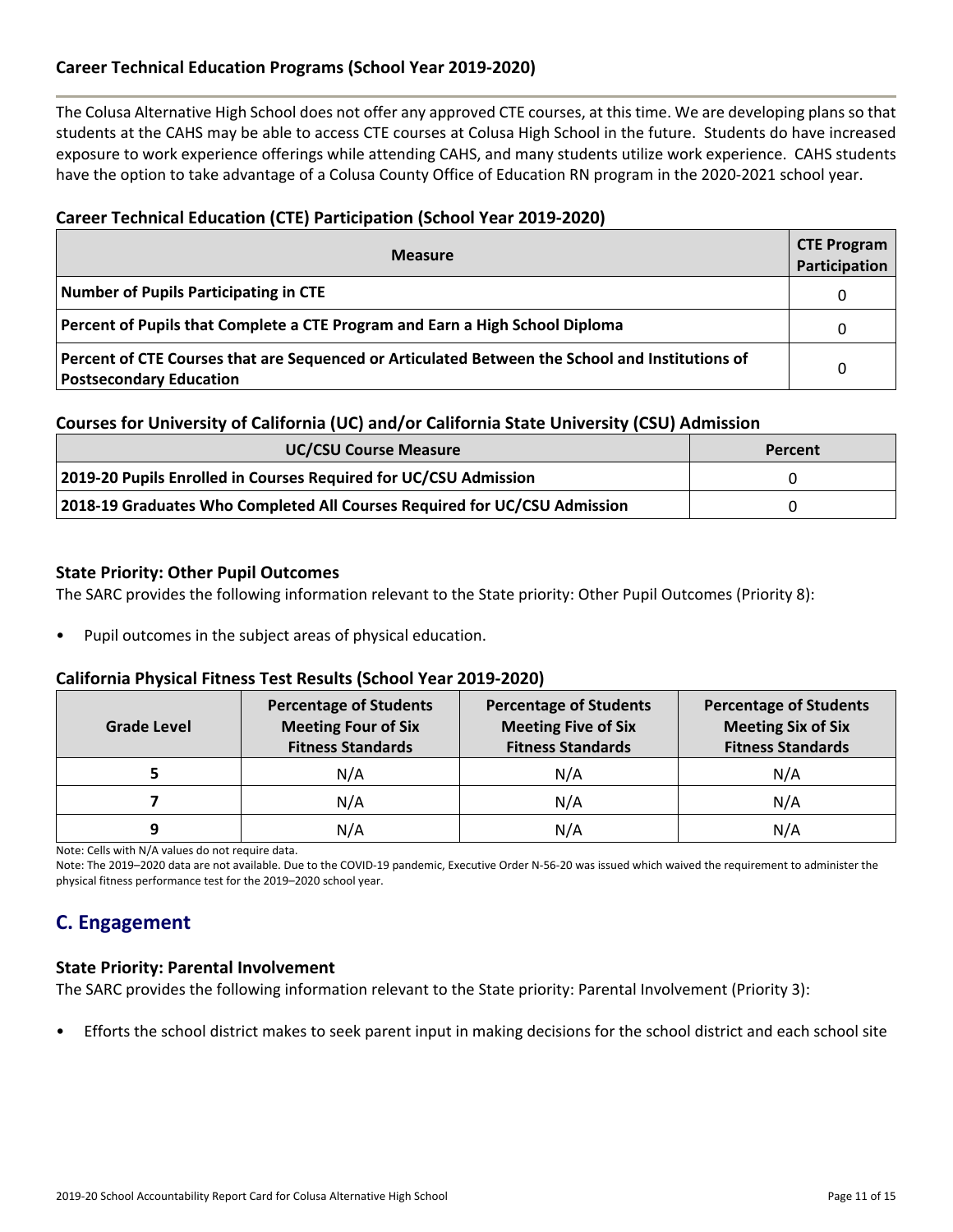### Career Technical Education Programs (School Year 2019-2020)

The Colusa Alternative High School does not offer any approved CTE courses, at this time. We are developing plans so that students at the CAHS may be able to access CTE courses at Colusa High School in the future. Students do have increased exposure to work experience offerings while attending CAHS, and many students utilize work experience. CAHS students have the option to take advantage of a Colusa County Office of Education RN program in the 2020-2021 school year.

### Career Technical Education (CTE) Participation (School Year 2019-2020)

| Measure | CTE Program Participation |
|---|---|
| **Number of Pupils Participating in CTE** | 0 |
| **Percent of Pupils that Complete a CTE Program and Earn a High School Diploma** | 0 |
| **Percent of CTE Courses that are Sequenced or Articulated Between the School and Institutions of Postsecondary Education** | 0 |

### Courses for University of California (UC) and/or California State University (CSU) Admission

| UC/CSU Course Measure | Percent |
|---|---|
| **2019-20 Pupils Enrolled in Courses Required for UC/CSU Admission** | 0 |
| **2018-19 Graduates Who Completed All Courses Required for UC/CSU Admission** | 0 |

### State Priority: Other Pupil Outcomes

The SARC provides the following information relevant to the State priority: Other Pupil Outcomes (Priority 8):

- Pupil outcomes in the subject areas of physical education.

### California Physical Fitness Test Results (School Year 2019-2020)

| Grade Level | Percentage of Students Meeting Four of Six Fitness Standards | Percentage of Students Meeting Five of Six Fitness Standards | Percentage of Students Meeting Six of Six Fitness Standards |
|---|---|---|---|
| **5** | N/A | N/A | N/A |
| **7** | N/A | N/A | N/A |
| **9** | N/A | N/A | N/A |

Note: Cells with N/A values do not require data.

Note: The 2019–2020 data are not available. Due to the COVID-19 pandemic, Executive Order N-56-20 was issued which waived the requirement to administer the physical fitness performance test for the 2019–2020 school year.

## C. Engagement

### State Priority: Parental Involvement

The SARC provides the following information relevant to the State priority: Parental Involvement (Priority 3):

- Efforts the school district makes to seek parent input in making decisions for the school district and each school site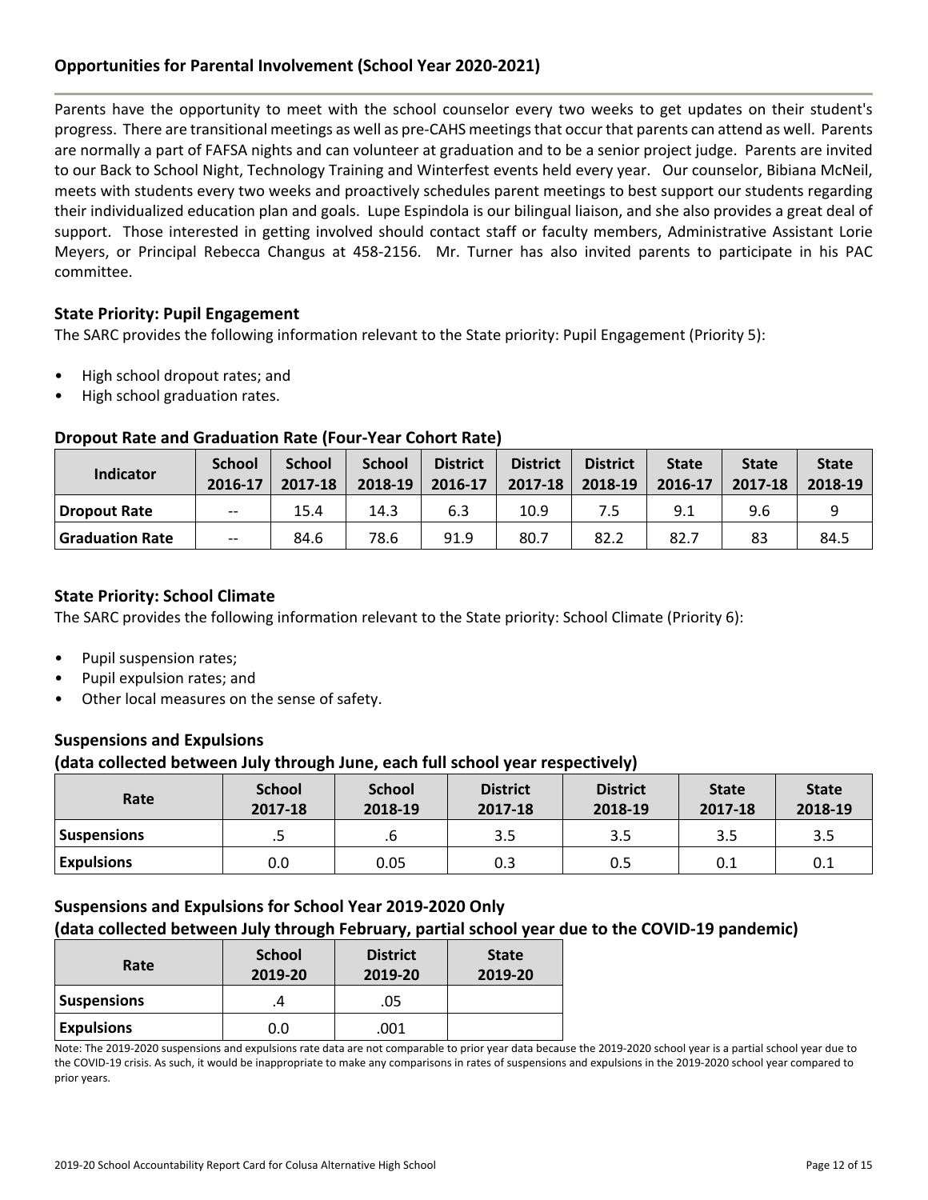## Opportunities for Parental Involvement (School Year 2020-2021)

Parents have the opportunity to meet with the school counselor every two weeks to get updates on their student's progress. There are transitional meetings as well as pre-CAHS meetings that occur that parents can attend as well. Parents are normally a part of FAFSA nights and can volunteer at graduation and to be a senior project judge. Parents are invited to our Back to School Night, Technology Training and Winterfest events held every year. Our counselor, Bibiana McNeil, meets with students every two weeks and proactively schedules parent meetings to best support our students regarding their individualized education plan and goals. Lupe Espindola is our bilingual liaison, and she also provides a great deal of support. Those interested in getting involved should contact staff or faculty members, Administrative Assistant Lorie Meyers, or Principal Rebecca Changus at 458-2156. Mr. Turner has also invited parents to participate in his PAC committee.

### State Priority: Pupil Engagement

The SARC provides the following information relevant to the State priority: Pupil Engagement (Priority 5):

- High school dropout rates; and
- High school graduation rates.

### Dropout Rate and Graduation Rate (Four-Year Cohort Rate)

| Indicator | School 2016-17 | School 2017-18 | School 2018-19 | District 2016-17 | District 2017-18 | District 2018-19 | State 2016-17 | State 2017-18 | State 2018-19 |
|---|---|---|---|---|---|---|---|---|---|
| Dropout Rate | -- | 15.4 | 14.3 | 6.3 | 10.9 | 7.5 | 9.1 | 9.6 | 9 |
| Graduation Rate | -- | 84.6 | 78.6 | 91.9 | 80.7 | 82.2 | 82.7 | 83 | 84.5 |

### State Priority: School Climate

The SARC provides the following information relevant to the State priority: School Climate (Priority 6):

- Pupil suspension rates;
- Pupil expulsion rates; and
- Other local measures on the sense of safety.

### Suspensions and Expulsions
### (data collected between July through June, each full school year respectively)

| Rate | School 2017-18 | School 2018-19 | District 2017-18 | District 2018-19 | State 2017-18 | State 2018-19 |
|---|---|---|---|---|---|---|
| Suspensions | .5 | .6 | 3.5 | 3.5 | 3.5 | 3.5 |
| Expulsions | 0.0 | 0.05 | 0.3 | 0.5 | 0.1 | 0.1 |

### Suspensions and Expulsions for School Year 2019-2020 Only
### (data collected between July through February, partial school year due to the COVID-19 pandemic)

| Rate | School 2019-20 | District 2019-20 | State 2019-20 |
|---|---|---|---|
| Suspensions | .4 | .05 | |
| Expulsions | 0.0 | .001 | |

Note: The 2019-2020 suspensions and expulsions rate data are not comparable to prior year data because the 2019-2020 school year is a partial school year due to the COVID-19 crisis. As such, it would be inappropriate to make any comparisons in rates of suspensions and expulsions in the 2019-2020 school year compared to prior years.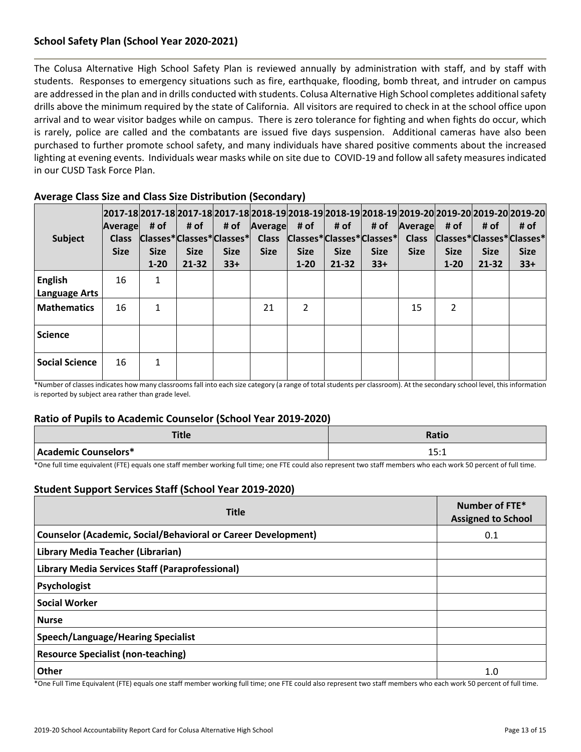## School Safety Plan (School Year 2020-2021)

The Colusa Alternative High School Safety Plan is reviewed annually by administration with staff, and by staff with students. Responses to emergency situations such as fire, earthquake, flooding, bomb threat, and intruder on campus are addressed in the plan and in drills conducted with students. Colusa Alternative High School completes additional safety drills above the minimum required by the state of California. All visitors are required to check in at the school office upon arrival and to wear visitor badges while on campus. There is zero tolerance for fighting and when fights do occur, which is rarely, police are called and the combatants are issued five days suspension. Additional cameras have also been purchased to further promote school safety, and many individuals have shared positive comments about the increased lighting at evening events. Individuals wear masks while on site due to COVID-19 and follow all safety measures indicated in our CUSD Task Force Plan.

### Average Class Size and Class Size Distribution (Secondary)

| Subject | 2017-18 Average Class Size | 2017-18 # of Classes* Size 1-20 | 2017-18 # of Classes* Size 21-32 | 2017-18 # of Classes* Size 33+ | 2018-19 Average Class Size | 2018-19 # of Classes* Size 1-20 | 2018-19 # of Classes* Size 21-32 | 2018-19 # of Classes* Size 33+ | 2019-20 Average Class Size | 2019-20 # of Classes* Size 1-20 | 2019-20 # of Classes* Size 21-32 | 2019-20 # of Classes* Size 33+ |
|---|---|---|---|---|---|---|---|---|---|---|---|---|
| English Language Arts | 16 | 1 | | | | | | | | | | |
| Mathematics | 16 | 1 | | | 21 | 2 | | | 15 | 2 | | |
| Science | | | | | | | | | | | | |
| Social Science | 16 | 1 | | | | | | | | | | |

*Number of classes indicates how many classrooms fall into each size category (a range of total students per classroom). At the secondary school level, this information is reported by subject area rather than grade level.

### Ratio of Pupils to Academic Counselor (School Year 2019-2020)

| Title | Ratio |
|---|---|
| Academic Counselors* | 15:1 |

*One full time equivalent (FTE) equals one staff member working full time; one FTE could also represent two staff members who each work 50 percent of full time.

### Student Support Services Staff (School Year 2019-2020)

| Title | Number of FTE* Assigned to School |
|---|---|
| Counselor (Academic, Social/Behavioral or Career Development) | 0.1 |
| Library Media Teacher (Librarian) | |
| Library Media Services Staff (Paraprofessional) | |
| Psychologist | |
| Social Worker | |
| Nurse | |
| Speech/Language/Hearing Specialist | |
| Resource Specialist (non-teaching) | |
| Other | 1.0 |

*One Full Time Equivalent (FTE) equals one staff member working full time; one FTE could also represent two staff members who each work 50 percent of full time.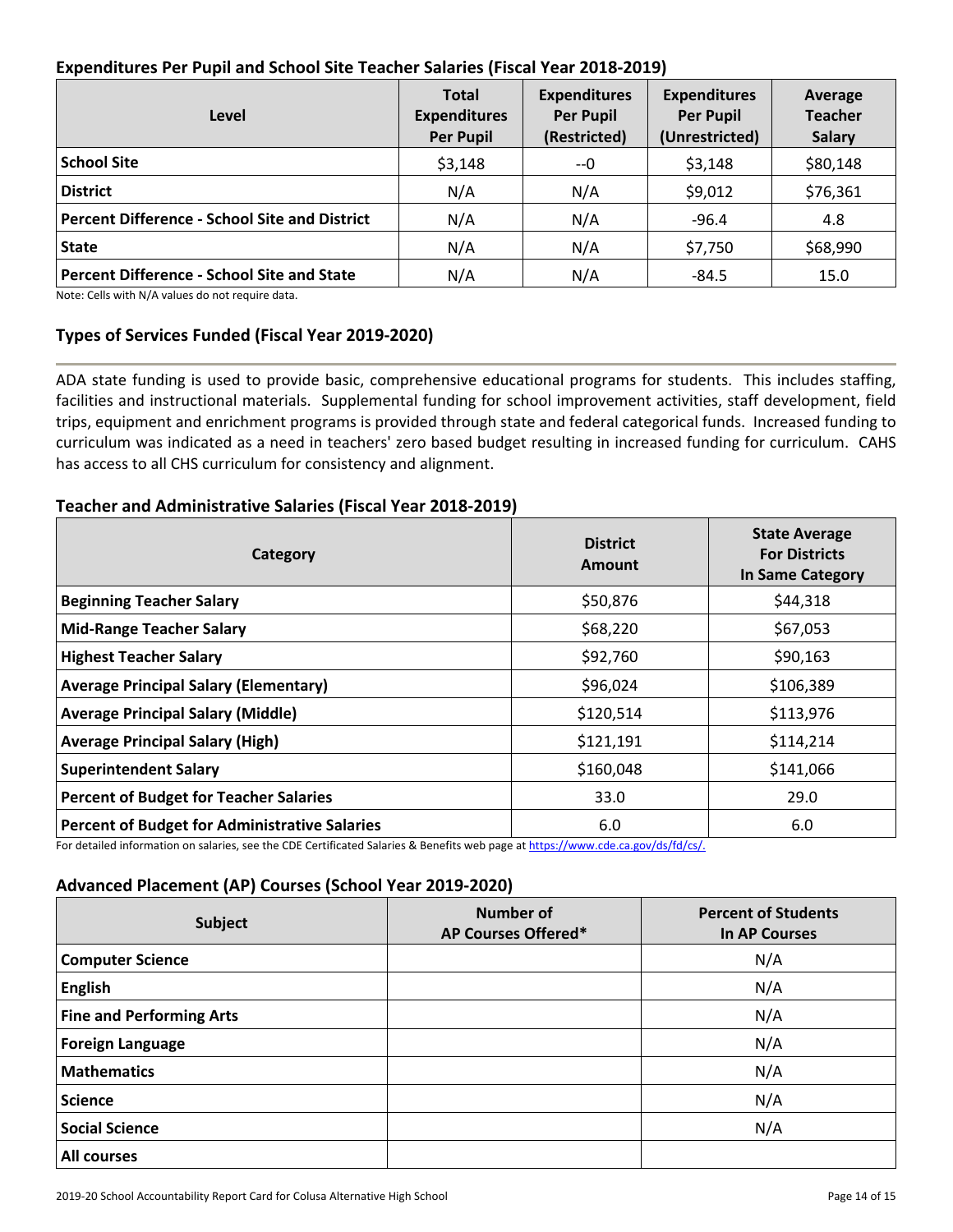### Expenditures Per Pupil and School Site Teacher Salaries (Fiscal Year 2018-2019)

| Level | Total Expenditures Per Pupil | Expenditures Per Pupil (Restricted) | Expenditures Per Pupil (Unrestricted) | Average Teacher Salary |
|---|---|---|---|---|
| **School Site** | $3,148 | --0 | $3,148 | $80,148 |
| **District** | N/A | N/A | $9,012 | $76,361 |
| **Percent Difference - School Site and District** | N/A | N/A | -96.4 | 4.8 |
| **State** | N/A | N/A | $7,750 | $68,990 |
| **Percent Difference - School Site and State** | N/A | N/A | -84.5 | 15.0 |

Note: Cells with N/A values do not require data.

### Types of Services Funded (Fiscal Year 2019-2020)

ADA state funding is used to provide basic, comprehensive educational programs for students. This includes staffing, facilities and instructional materials. Supplemental funding for school improvement activities, staff development, field trips, equipment and enrichment programs is provided through state and federal categorical funds. Increased funding to curriculum was indicated as a need in teachers' zero based budget resulting in increased funding for curriculum. CAHS has access to all CHS curriculum for consistency and alignment.

### Teacher and Administrative Salaries (Fiscal Year 2018-2019)

| Category | District Amount | State Average For Districts In Same Category |
|---|---|---|
| **Beginning Teacher Salary** | $50,876 | $44,318 |
| **Mid-Range Teacher Salary** | $68,220 | $67,053 |
| **Highest Teacher Salary** | $92,760 | $90,163 |
| **Average Principal Salary (Elementary)** | $96,024 | $106,389 |
| **Average Principal Salary (Middle)** | $120,514 | $113,976 |
| **Average Principal Salary (High)** | $121,191 | $114,214 |
| **Superintendent Salary** | $160,048 | $141,066 |
| **Percent of Budget for Teacher Salaries** | 33.0 | 29.0 |
| **Percent of Budget for Administrative Salaries** | 6.0 | 6.0 |

For detailed information on salaries, see the CDE Certificated Salaries & Benefits web page at https://www.cde.ca.gov/ds/fd/cs/.

### Advanced Placement (AP) Courses (School Year 2019-2020)

| Subject | Number of AP Courses Offered* | Percent of Students In AP Courses |
|---|---|---|
| **Computer Science** | | N/A |
| **English** | | N/A |
| **Fine and Performing Arts** | | N/A |
| **Foreign Language** | | N/A |
| **Mathematics** | | N/A |
| **Science** | | N/A |
| **Social Science** | | N/A |
| **All courses** | | |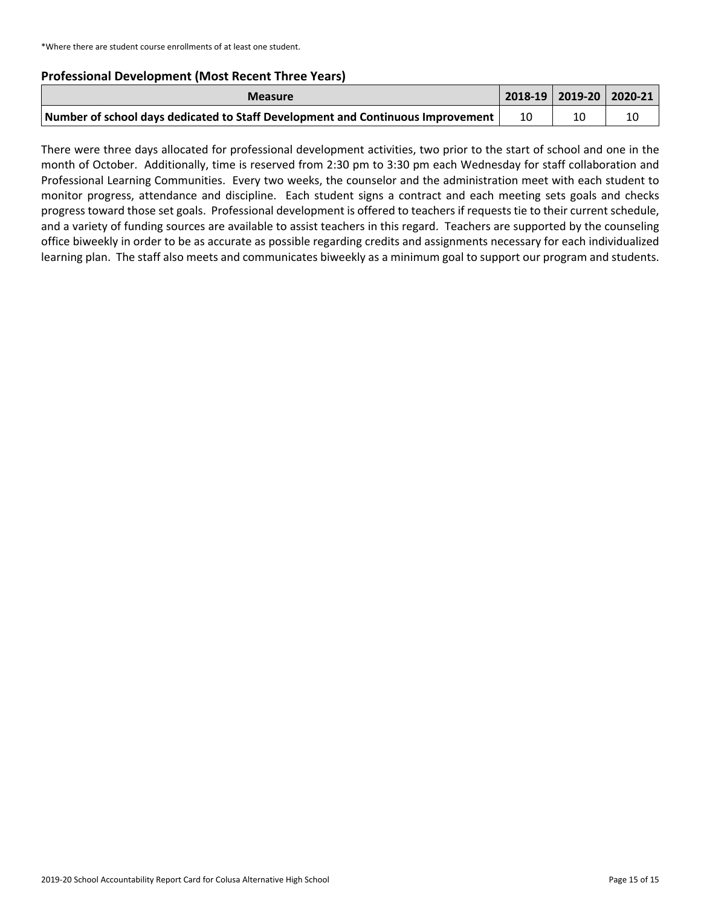*Where there are student course enrollments of at least one student.

## Professional Development (Most Recent Three Years)

| Measure | 2018-19 | 2019-20 | 2020-21 |
|---|---|---|---|
| **Number of school days dedicated to Staff Development and Continuous Improvement** | 10 | 10 | 10 |

There were three days allocated for professional development activities, two prior to the start of school and one in the month of October. Additionally, time is reserved from 2:30 pm to 3:30 pm each Wednesday for staff collaboration and Professional Learning Communities. Every two weeks, the counselor and the administration meet with each student to monitor progress, attendance and discipline. Each student signs a contract and each meeting sets goals and checks progress toward those set goals. Professional development is offered to teachers if requests tie to their current schedule, and a variety of funding sources are available to assist teachers in this regard. Teachers are supported by the counseling office biweekly in order to be as accurate as possible regarding credits and assignments necessary for each individualized learning plan. The staff also meets and communicates biweekly as a minimum goal to support our program and students.